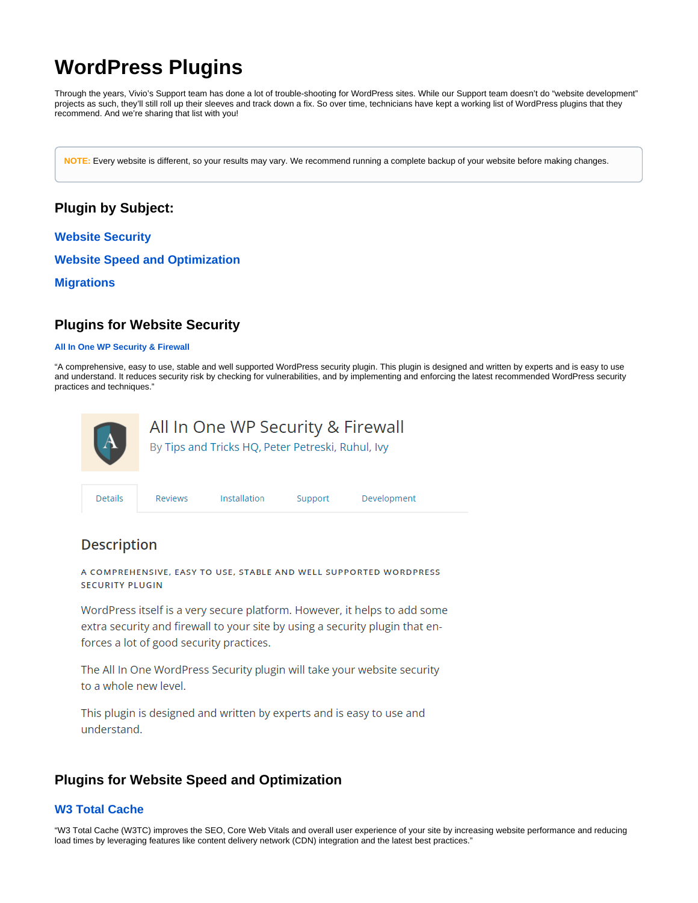# WordPress Plugins

Through the years, Vivio's Support team has done a lot of trouble-shooting for WordPress sites. While our Support team doesn't do "website development" projects as such, they'll still roll up their sleeves and track down a fix. So over time, technicians have kept a working list of WordPress plugins that they recommend. And we're sharing that list with you!

> **NOTE:** Every website is different, so your results may vary. We recommend running a complete backup of your website before making changes.

## Plugin by Subject:

**Website Security**

**Website Speed and Optimization**

**Migrations**

## Plugins for Website Security

**All In One WP Security & Firewall**

"A comprehensive, easy to use, stable and well supported WordPress security plugin. This plugin is designed and written by experts and is easy to use and understand. It reduces security risk by checking for vulnerabilities, and by implementing and enforcing the latest recommended WordPress security practices and techniques."

### All In One WP Security & Firewall

By Tips and Tricks HQ, Peter Petreski, Ruhul, Ivy

Details | Reviews | Installation | Support | Development

### Description

A COMPREHENSIVE, EASY TO USE, STABLE AND WELL SUPPORTED WORDPRESS SECURITY PLUGIN

WordPress itself is a very secure platform. However, it helps to add some extra security and firewall to your site by using a security plugin that enforces a lot of good security practices.

The All In One WordPress Security plugin will take your website security to a whole new level.

This plugin is designed and written by experts and is easy to use and understand.

## Plugins for Website Speed and Optimization

### W3 Total Cache

"W3 Total Cache (W3TC) improves the SEO, Core Web Vitals and overall user experience of your site by increasing website performance and reducing load times by leveraging features like content delivery network (CDN) integration and the latest best practices."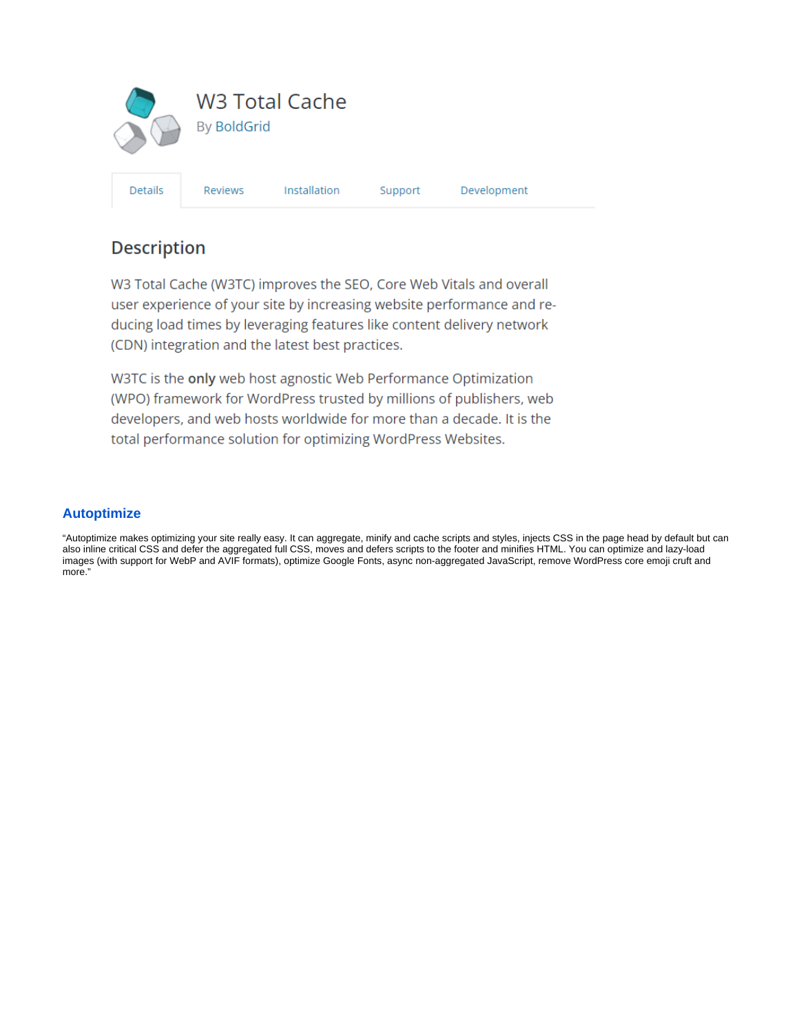# W3 Total Cache

By BoldGrid

Details | Reviews | Installation | Support | Development

## Description

W3 Total Cache (W3TC) improves the SEO, Core Web Vitals and overall user experience of your site by increasing website performance and reducing load times by leveraging features like content delivery network (CDN) integration and the latest best practices.

W3TC is the **only** web host agnostic Web Performance Optimization (WPO) framework for WordPress trusted by millions of publishers, web developers, and web hosts worldwide for more than a decade. It is the total performance solution for optimizing WordPress Websites.

### Autoptimize

"Autoptimize makes optimizing your site really easy. It can aggregate, minify and cache scripts and styles, injects CSS in the page head by default but can also inline critical CSS and defer the aggregated full CSS, moves and defers scripts to the footer and minifies HTML. You can optimize and lazy-load images (with support for WebP and AVIF formats), optimize Google Fonts, async non-aggregated JavaScript, remove WordPress core emoji cruft and more."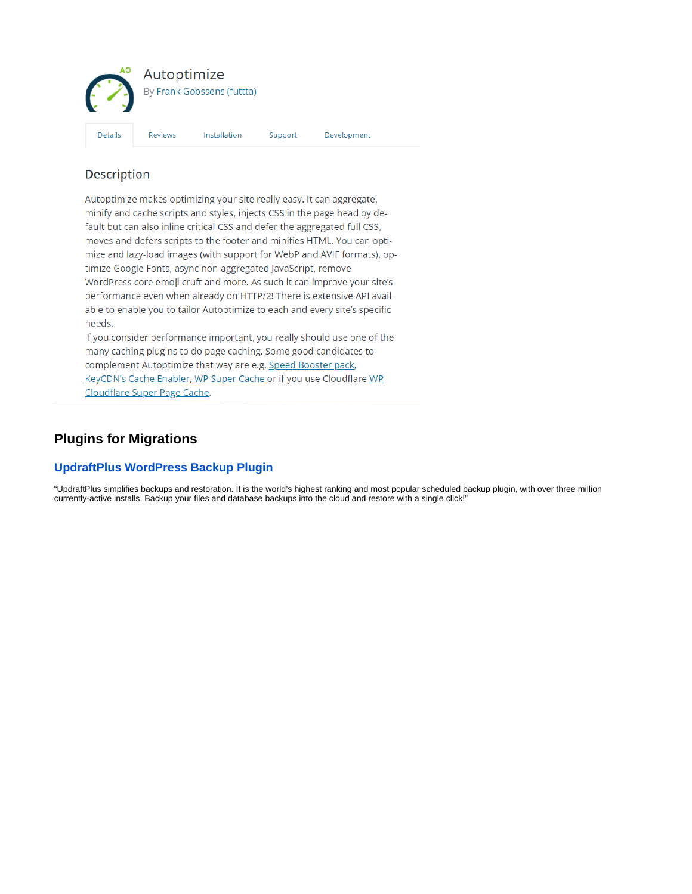Autoptimize

By Frank Goossens (futtta)

Details Reviews Installation Support Development

## Description

Autoptimize makes optimizing your site really easy. It can aggregate, minify and cache scripts and styles, injects CSS in the page head by default but can also inline critical CSS and defer the aggregated full CSS, moves and defers scripts to the footer and minifies HTML. You can optimize and lazy-load images (with support for WebP and AVIF formats), optimize Google Fonts, async non-aggregated JavaScript, remove WordPress core emoji cruft and more. As such it can improve your site's performance even when already on HTTP/2! There is extensive API available to enable you to tailor Autoptimize to each and every site's specific needs.

If you consider performance important, you really should use one of the many caching plugins to do page caching. Some good candidates to complement Autoptimize that way are e.g. Speed Booster pack, KeyCDN's Cache Enabler, WP Super Cache or if you use Cloudflare WP Cloudflare Super Page Cache.

## Plugins for Migrations

### UpdraftPlus WordPress Backup Plugin

"UpdraftPlus simplifies backups and restoration. It is the world's highest ranking and most popular scheduled backup plugin, with over three million currently-active installs. Backup your files and database backups into the cloud and restore with a single click!"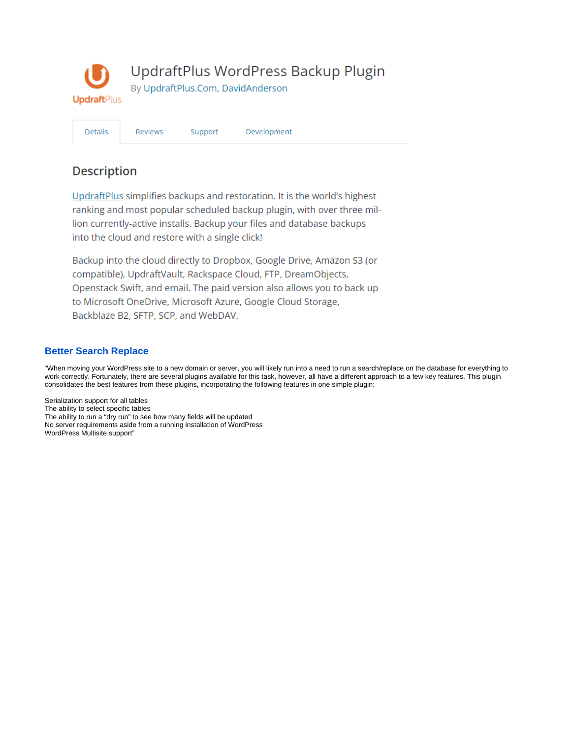# UpdraftPlus WordPress Backup Plugin

By UpdraftPlus.Com, DavidAnderson

Details | Reviews | Support | Development

## Description

UpdraftPlus simplifies backups and restoration. It is the world's highest ranking and most popular scheduled backup plugin, with over three million currently-active installs. Backup your files and database backups into the cloud and restore with a single click!

Backup into the cloud directly to Dropbox, Google Drive, Amazon S3 (or compatible), UpdraftVault, Rackspace Cloud, FTP, DreamObjects, Openstack Swift, and email. The paid version also allows you to back up to Microsoft OneDrive, Microsoft Azure, Google Cloud Storage, Backblaze B2, SFTP, SCP, and WebDAV.

### Better Search Replace

"When moving your WordPress site to a new domain or server, you will likely run into a need to run a search/replace on the database for everything to work correctly. Fortunately, there are several plugins available for this task, however, all have a different approach to a few key features. This plugin consolidates the best features from these plugins, incorporating the following features in one simple plugin:

Serialization support for all tables
The ability to select specific tables
The ability to run a "dry run" to see how many fields will be updated
No server requirements aside from a running installation of WordPress
WordPress Multisite support"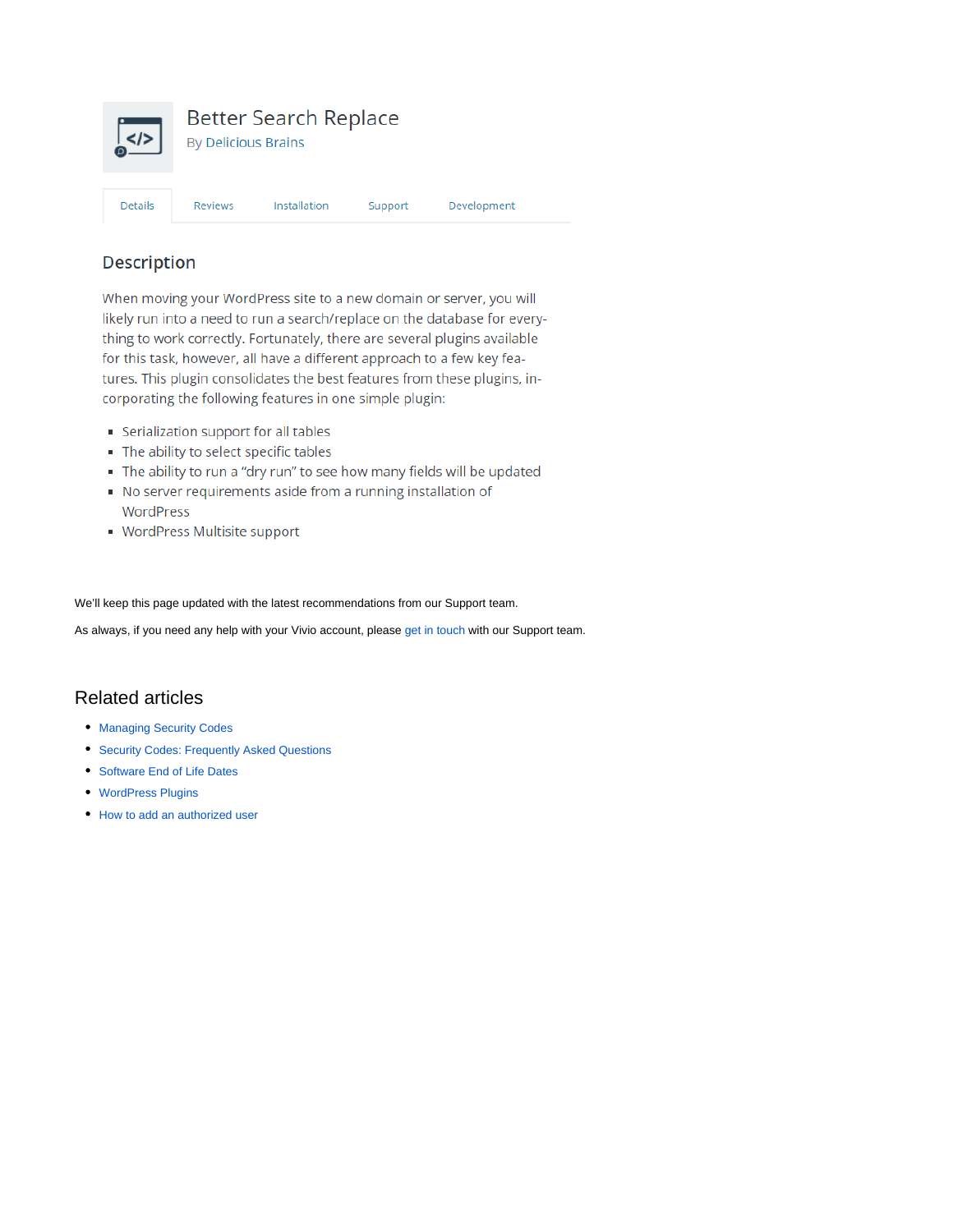# Better Search Replace

By Delicious Brains

Details | Reviews | Installation | Support | Development

## Description

When moving your WordPress site to a new domain or server, you will likely run into a need to run a search/replace on the database for everything to work correctly. Fortunately, there are several plugins available for this task, however, all have a different approach to a few key features. This plugin consolidates the best features from these plugins, incorporating the following features in one simple plugin:

- Serialization support for all tables
- The ability to select specific tables
- The ability to run a "dry run" to see how many fields will be updated
- No server requirements aside from a running installation of WordPress
- WordPress Multisite support

We'll keep this page updated with the latest recommendations from our Support team.

As always, if you need any help with your Vivio account, please get in touch with our Support team.

## Related articles

- Managing Security Codes
- Security Codes: Frequently Asked Questions
- Software End of Life Dates
- WordPress Plugins
- How to add an authorized user